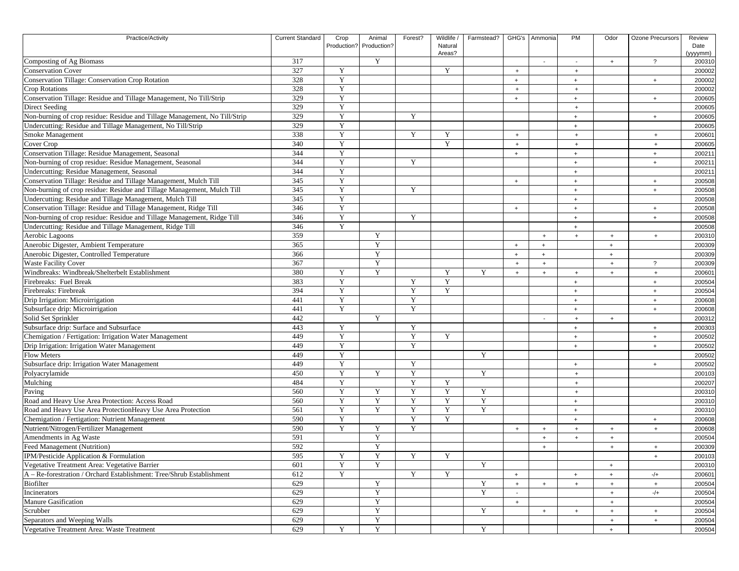| Practice/Activity | Current Standard | Crop Production? | Animal Production? | Forest? | Wildlife / Natural Areas? | Farmstead? | GHG's | Ammonia | PM | Odor | Ozone Precursors | Review Date (yyyymm) |
|---|---|---|---|---|---|---|---|---|---|---|---|---|
| Composting of Ag Biomass | 317 | | Y | | | | | - | - | + | ? | 200310 |
| Conservation Cover | 327 | Y | | | Y | | + | | + | | | 200002 |
| Conservation Tillage: Conservation Crop Rotation | 328 | Y | | | | | + | | + | | + | 200002 |
| Crop Rotations | 328 | Y | | | | | + | | + | | | 200002 |
| Conservation Tillage: Residue and Tillage Management, No Till/Strip | 329 | Y | | | | | + | | + | | + | 200605 |
| Direct Seeding | 329 | Y | | | | | | | + | | | 200605 |
| Non-burning of crop residue: Residue and Tillage Management, No Till/Strip | 329 | Y | | Y | | | | | + | | + | 200605 |
| Undercutting: Residue and Tillage Management, No Till/Strip | 329 | Y | | | | | | | + | | | 200605 |
| Smoke Management | 338 | Y | | Y | Y | | + | | + | | + | 200601 |
| Cover Crop | 340 | Y | | | Y | | + | | + | | + | 200605 |
| Conservation Tillage: Residue Management, Seasonal | 344 | Y | | | | | + | | + | | + | 200211 |
| Non-burning of crop residue: Residue Management, Seasonal | 344 | Y | | Y | | | | | + | | + | 200211 |
| Undercutting: Residue Management, Seasonal | 344 | Y | | | | | | | + | | | 200211 |
| Conservation Tillage: Residue and Tillage Management, Mulch Till | 345 | Y | | | | | + | | + | | + | 200508 |
| Non-burning of crop residue: Residue and Tillage Management, Mulch Till | 345 | Y | | Y | | | | | + | | + | 200508 |
| Undercutting: Residue and Tillage Management, Mulch Till | 345 | Y | | | | | | | + | | | 200508 |
| Conservation Tillage: Residue and Tillage Management, Ridge Till | 346 | Y | | | | | + | | + | | + | 200508 |
| Non-burning of crop residue: Residue and Tillage Management, Ridge Till | 346 | Y | | Y | | | | | + | | + | 200508 |
| Undercutting: Residue and Tillage Management, Ridge Till | 346 | Y | | | | | | | + | | | 200508 |
| Aerobic Lagoons | 359 | | Y | | | | | + | + | + | + | 200310 |
| Anerobic Digester, Ambient Temperature | 365 | | Y | | | | + | + | | + | | 200309 |
| Anerobic Digester, Controlled Temperature | 366 | | Y | | | | + | + | | + | | 200309 |
| Waste Facility Cover | 367 | | Y | | | | + | + | | + | ? | 200309 |
| Windbreaks: Windbreak/Shelterbelt Establishment | 380 | Y | Y | | Y | Y | + | + | + | + | + | 200601 |
| Firebreaks: Fuel Break | 383 | Y | | Y | Y | | | | + | | + | 200504 |
| Firebreaks: Firebreak | 394 | Y | | Y | Y | | | | + | | + | 200504 |
| Drip Irrigation: Microirrigation | 441 | Y | | Y | | | | | + | | + | 200608 |
| Subsurface drip: Microirrigation | 441 | Y | | Y | | | | | + | | + | 200608 |
| Solid Set Sprinkler | 442 | | Y | | | | | - | + | + | | 200312 |
| Subsurface drip: Surface and Subsurface | 443 | Y | | Y | | | | | + | | + | 200303 |
| Chemigation / Fertigation: Irrigation Water Management | 449 | Y | | Y | Y | | | | + | | + | 200502 |
| Drip Irrigation: Irrigation Water Management | 449 | Y | | Y | | | | | + | | + | 200502 |
| Flow Meters | 449 | Y | | | | Y | | | | | | 200502 |
| Subsurface drip: Irrigation Water Management | 449 | Y | | Y | | | | | + | | + | 200502 |
| Polyacrylamide | 450 | Y | Y | Y | | Y | | | + | | | 200103 |
| Mulching | 484 | Y | | Y | Y | | | | + | | | 200207 |
| Paving | 560 | Y | Y | Y | Y | Y | | | + | | | 200310 |
| Road and Heavy Use Area Protection: Access Road | 560 | Y | Y | Y | Y | Y | | | + | | | 200310 |
| Road and Heavy Use Area ProtectionHeavy Use Area Protection | 561 | Y | Y | Y | Y | Y | | | + | | | 200310 |
| Chemigation / Fertigation: Nutrient Management | 590 | Y | | Y | Y | | | | + | | + | 200608 |
| Nutrient/Nitrogen/Fertilizer Management | 590 | Y | Y | Y | | | + | + | + | + | + | 200608 |
| Amendments in Ag Waste | 591 | | Y | | | | | + | + | + | | 200504 |
| Feed Management (Nutrition) | 592 | | Y | | | | | + | | + | + | 200309 |
| IPM/Pesticide Application & Formulation | 595 | Y | Y | Y | Y | | | | | | + | 200103 |
| Vegetative Treatment Area: Vegetative Barrier | 601 | Y | Y | | | Y | | | | + | | 200310 |
| A – Re-forestration / Orchard Establishment: Tree/Shrub Establishment | 612 | Y | | Y | Y | | + | | + | + | -/+ | 200601 |
| Biofilter | 629 | | Y | | | Y | + | + | + | + | + | 200504 |
| Incinerators | 629 | | Y | | | Y | - | | | + | -/+ | 200504 |
| Manure Gasification | 629 | | Y | | | | + | | | + | | 200504 |
| Scrubber | 629 | | Y | | | Y | | + | + | + | + | 200504 |
| Separators and Weeping Walls | 629 | | Y | | | | | | | + | + | 200504 |
| Vegetative Treatment Area: Waste Treatment | 629 | Y | Y | | | Y | | | | + | | 200504 |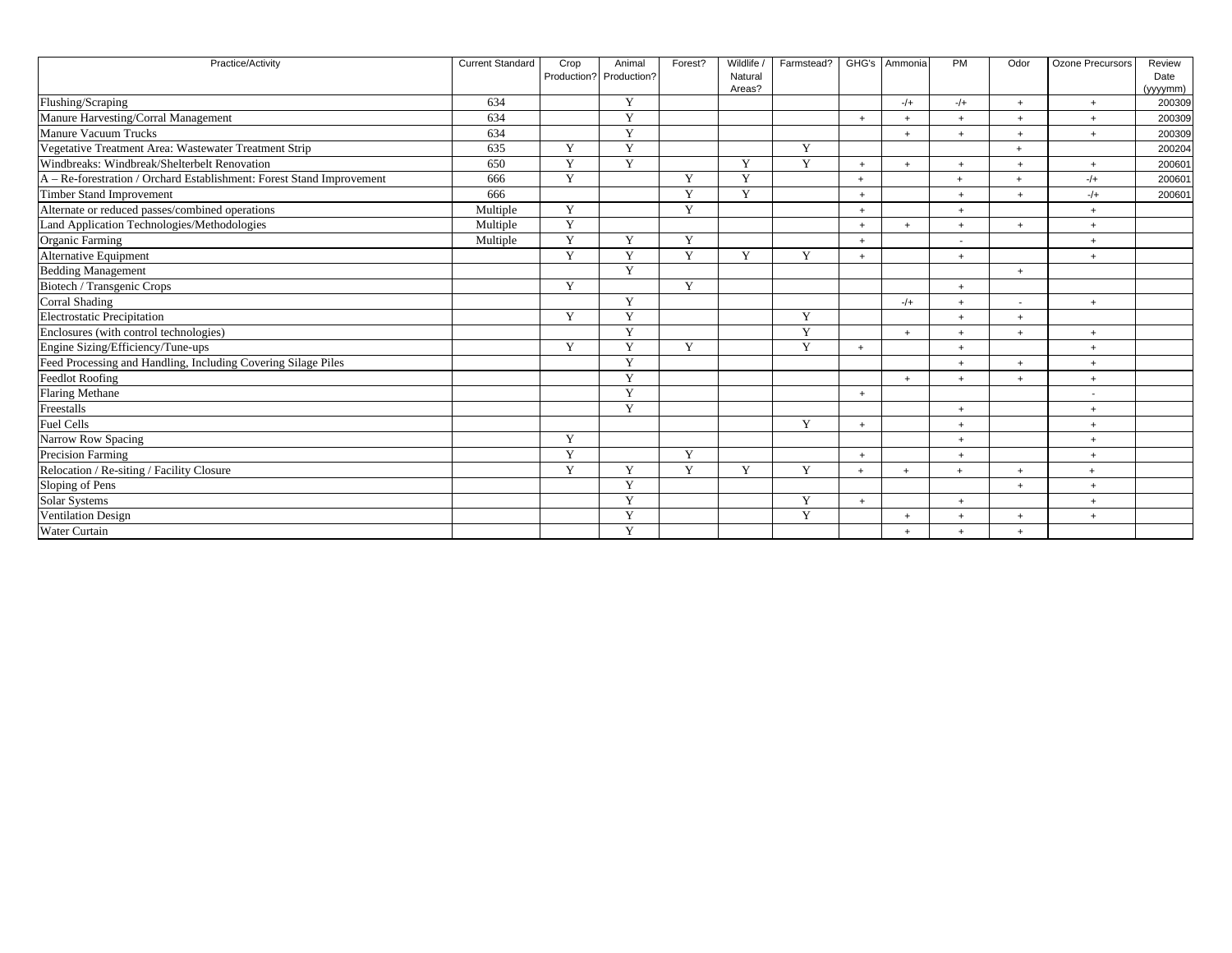| Practice/Activity | Current Standard | Crop Production? | Animal Production? | Forest? | Wildlife / Natural Areas? | Farmstead? | GHG's | Ammonia | PM | Odor | Ozone Precursors | Review Date (yyyymm) |
|---|---|---|---|---|---|---|---|---|---|---|---|---|
| Flushing/Scraping | 634 | | Y | | | | | -/+ | -/+ | + | + | 200309 |
| Manure Harvesting/Corral Management | 634 | | Y | | | | + | + | + | + | + | 200309 |
| Manure Vacuum Trucks | 634 | | Y | | | | | + | + | + | + | 200309 |
| Vegetative Treatment Area: Wastewater Treatment Strip | 635 | Y | Y | | | Y | | | | + | | 200204 |
| Windbreaks: Windbreak/Shelterbelt Renovation | 650 | Y | Y | | Y | Y | + | + | + | + | + | 200601 |
| A – Re-forestration / Orchard Establishment: Forest Stand Improvement | 666 | Y | | Y | Y | | + | | + | + | -/+ | 200601 |
| Timber Stand Improvement | 666 | | | Y | Y | | + | | + | + | -/+ | 200601 |
| Alternate or reduced passes/combined operations | Multiple | Y | | Y | | | + | | + | | + | |
| Land Application Technologies/Methodologies | Multiple | Y | | | | | + | + | + | + | + | |
| Organic Farming | Multiple | Y | Y | Y | | | + | | - | | + | |
| Alternative Equipment | | Y | Y | Y | Y | Y | + | | + | | + | |
| Bedding Management | | | Y | | | | | | | + | | |
| Biotech / Transgenic Crops | | Y | | Y | | | | | + | | | |
| Corral Shading | | | Y | | | | | -/+ | + | - | + | |
| Electrostatic Precipitation | | Y | Y | | | Y | | | + | + | | |
| Enclosures (with control technologies) | | | Y | | | Y | | + | + | + | + | |
| Engine Sizing/Efficiency/Tune-ups | | Y | Y | Y | | Y | + | | + | | + | |
| Feed Processing and Handling, Including Covering Silage Piles | | | Y | | | | | | + | + | + | |
| Feedlot Roofing | | | Y | | | | | + | + | + | + | |
| Flaring Methane | | | Y | | | | + | | | | - | |
| Freestalls | | | Y | | | | | | + | | + | |
| Fuel Cells | | | | | | Y | + | | + | | + | |
| Narrow Row Spacing | | Y | | | | | | | + | | + | |
| Precision Farming | | Y | | Y | | | + | | + | | + | |
| Relocation / Re-siting / Facility Closure | | Y | Y | Y | Y | Y | + | + | + | + | + | |
| Sloping of Pens | | | Y | | | | | | | + | + | |
| Solar Systems | | | Y | | | Y | + | | + | | + | |
| Ventilation Design | | | Y | | | Y | | + | + | + | + | |
| Water Curtain | | | Y | | | | | + | + | + | | |